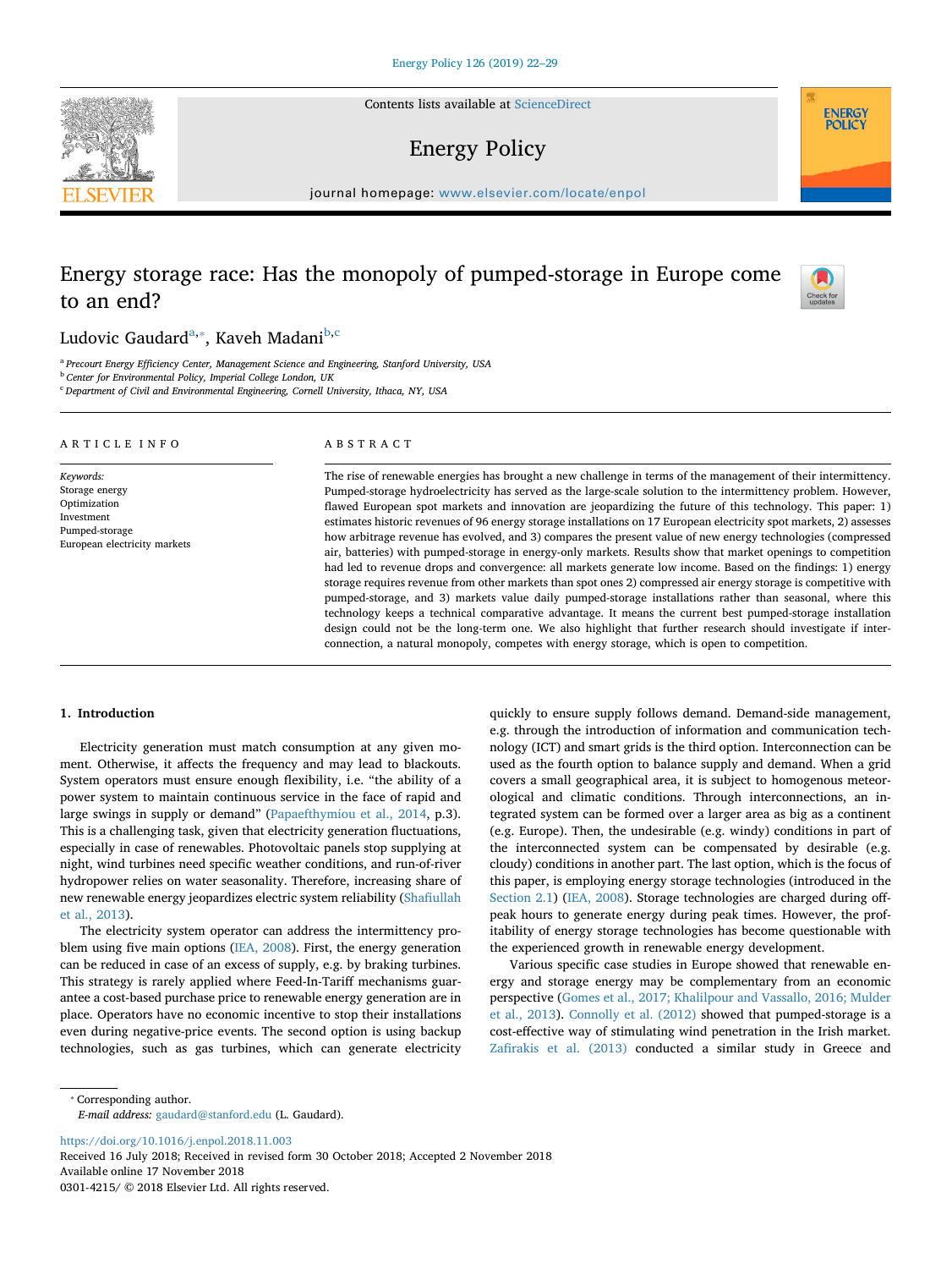# Energy storage race: Has the monopoly of pumped-storage in Europe come to an end?

Ludovic Gaudard[a,*], Kaveh Madani[b,c]

[a] Precourt Energy Efficiency Center, Management Science and Engineering, Stanford University, USA
[b] Center for Environmental Policy, Imperial College London, UK
[c] Department of Civil and Environmental Engineering, Cornell University, Ithaca, NY, USA

**ARTICLE INFO**

*Keywords:*
Storage energy
Optimization
Investment
Pumped-storage
European electricity markets

**ABSTRACT**

The rise of renewable energies has brought a new challenge in terms of the management of their intermittency. Pumped-storage hydroelectricity has served as the large-scale solution to the intermittency problem. However, flawed European spot markets and innovation are jeopardizing the future of this technology. This paper: 1) estimates historic revenues of 96 energy storage installations on 17 European electricity spot markets, 2) assesses how arbitrage revenue has evolved, and 3) compares the present value of new energy technologies (compressed air, batteries) with pumped-storage in energy-only markets. Results show that market openings to competition had led to revenue drops and convergence: all markets generate low income. Based on the findings: 1) energy storage requires revenue from other markets than spot ones 2) compressed air energy storage is competitive with pumped-storage, and 3) markets value daily pumped-storage installations rather than seasonal, where this technology keeps a technical comparative advantage. It means the current best pumped-storage installation design could not be the long-term one. We also highlight that further research should investigate if interconnection, a natural monopoly, competes with energy storage, which is open to competition.

## 1. Introduction

Electricity generation must match consumption at any given moment. Otherwise, it affects the frequency and may lead to blackouts. System operators must ensure enough flexibility, i.e. "the ability of a power system to maintain continuous service in the face of rapid and large swings in supply or demand" (Papaefthymiou et al., 2014, p.3). This is a challenging task, given that electricity generation fluctuations, especially in case of renewables. Photovoltaic panels stop supplying at night, wind turbines need specific weather conditions, and run-of-river hydropower relies on water seasonality. Therefore, increasing share of new renewable energy jeopardizes electric system reliability (Shafiullah et al., 2013).

The electricity system operator can address the intermittency problem using five main options (IEA, 2008). First, the energy generation can be reduced in case of an excess of supply, e.g. by braking turbines. This strategy is rarely applied where Feed-In-Tariff mechanisms guarantee a cost-based purchase price to renewable energy generation are in place. Operators have no economic incentive to stop their installations even during negative-price events. The second option is using backup technologies, such as gas turbines, which can generate electricity quickly to ensure supply follows demand. Demand-side management, e.g. through the introduction of information and communication technology (ICT) and smart grids is the third option. Interconnection can be used as the fourth option to balance supply and demand. When a grid covers a small geographical area, it is subject to homogenous meteorological and climatic conditions. Through interconnections, an integrated system can be formed over a larger area as big as a continent (e.g. Europe). Then, the undesirable (e.g. windy) conditions in part of the interconnected system can be compensated by desirable (e.g. cloudy) conditions in another part. The last option, which is the focus of this paper, is employing energy storage technologies (introduced in the Section 2.1) (IEA, 2008). Storage technologies are charged during off-peak hours to generate energy during peak times. However, the profitability of energy storage technologies has become questionable with the experienced growth in renewable energy development.

Various specific case studies in Europe showed that renewable energy and storage energy may be complementary from an economic perspective (Gomes et al., 2017; Khalilpour and Vassallo, 2016; Mulder et al., 2013). Connolly et al. (2012) showed that pumped-storage is a cost-effective way of stimulating wind penetration in the Irish market. Zafirakis et al. (2013) conducted a similar study in Greece and

* Corresponding author.
*E-mail address:* gaudard@stanford.edu (L. Gaudard).

https://doi.org/10.1016/j.enpol.2018.11.003
Received 16 July 2018; Received in revised form 30 October 2018; Accepted 2 November 2018
Available online 17 November 2018
0301-4215/ © 2018 Elsevier Ltd. All rights reserved.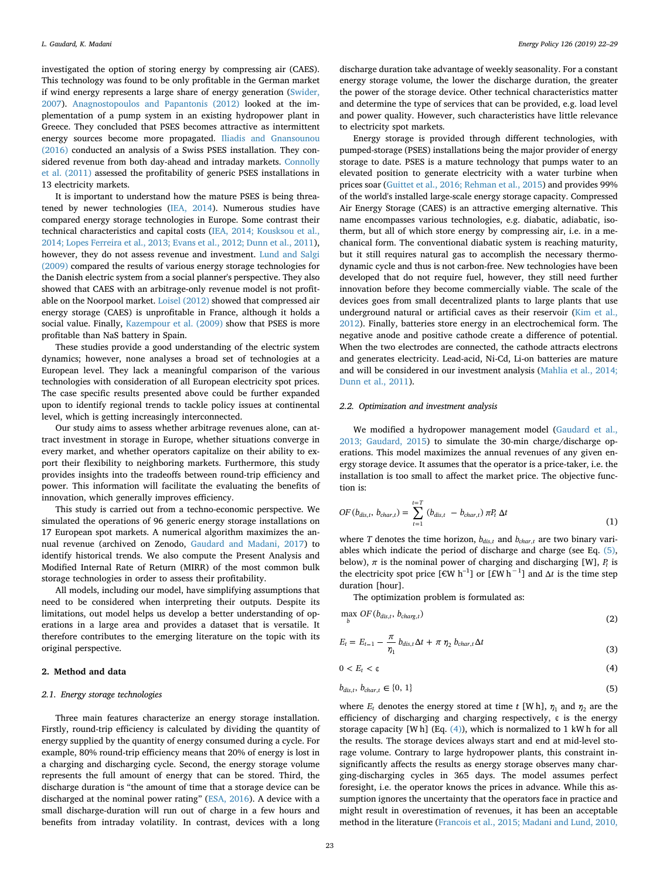investigated the option of storing energy by compressing air (CAES). This technology was found to be only profitable in the German market if wind energy represents a large share of energy generation (Swider, 2007). Anagnostopoulos and Papantonis (2012) looked at the implementation of a pump system in an existing hydropower plant in Greece. They concluded that PSES becomes attractive as intermittent energy sources become more propagated. Iliadis and Gnansounou (2016) conducted an analysis of a Swiss PSES installation. They considered revenue from both day-ahead and intraday markets. Connolly et al. (2011) assessed the profitability of generic PSES installations in 13 electricity markets.

It is important to understand how the mature PSES is being threatened by newer technologies (IEA, 2014). Numerous studies have compared energy storage technologies in Europe. Some contrast their technical characteristics and capital costs (IEA, 2014; Kousksou et al., 2014; Lopes Ferreira et al., 2013; Evans et al., 2012; Dunn et al., 2011), however, they do not assess revenue and investment. Lund and Salgi (2009) compared the results of various energy storage technologies for the Danish electric system from a social planner's perspective. They also showed that CAES with an arbitrage-only revenue model is not profitable on the Noorpool market. Loisel (2012) showed that compressed air energy storage (CAES) is unprofitable in France, although it holds a social value. Finally, Kazempour et al. (2009) show that PSES is more profitable than NaS battery in Spain.

These studies provide a good understanding of the electric system dynamics; however, none analyses a broad set of technologies at a European level. They lack a meaningful comparison of the various technologies with consideration of all European electricity spot prices. The case specific results presented above could be further expanded upon to identify regional trends to tackle policy issues at continental level, which is getting increasingly interconnected.

Our study aims to assess whether arbitrage revenues alone, can attract investment in storage in Europe, whether situations converge in every market, and whether operators capitalize on their ability to export their flexibility to neighboring markets. Furthermore, this study provides insights into the tradeoffs between round-trip efficiency and power. This information will facilitate the evaluating the benefits of innovation, which generally improves efficiency.

This study is carried out from a techno-economic perspective. We simulated the operations of 96 generic energy storage installations on 17 European spot markets. A numerical algorithm maximizes the annual revenue (archived on Zenodo, Gaudard and Madani, 2017) to identify historical trends. We also compute the Present Analysis and Modified Internal Rate of Return (MIRR) of the most common bulk storage technologies in order to assess their profitability.

All models, including our model, have simplifying assumptions that need to be considered when interpreting their outputs. Despite its limitations, out model helps us develop a better understanding of operations in a large area and provides a dataset that is versatile. It therefore contributes to the emerging literature on the topic with its original perspective.

## 2. Method and data

### 2.1. Energy storage technologies

Three main features characterize an energy storage installation. Firstly, round-trip efficiency is calculated by dividing the quantity of energy supplied by the quantity of energy consumed during a cycle. For example, 80% round-trip efficiency means that 20% of energy is lost in a charging and discharging cycle. Second, the energy storage volume represents the full amount of energy that can be stored. Third, the discharge duration is "the amount of time that a storage device can be discharged at the nominal power rating" (ESA, 2016). A device with a small discharge-duration will run out of charge in a few hours and benefits from intraday volatility. In contrast, devices with a long discharge duration take advantage of weekly seasonality. For a constant energy storage volume, the lower the discharge duration, the greater the power of the storage device. Other technical characteristics matter and determine the type of services that can be provided, e.g. load level and power quality. However, such characteristics have little relevance to electricity spot markets.

Energy storage is provided through different technologies, with pumped-storage (PSES) installations being the major provider of energy storage to date. PSES is a mature technology that pumps water to an elevated position to generate electricity with a water turbine when prices soar (Guittet et al., 2016; Rehman et al., 2015) and provides 99% of the world's installed large-scale energy storage capacity. Compressed Air Energy Storage (CAES) is an attractive emerging alternative. This name encompasses various technologies, e.g. diabatic, adiabatic, isotherm, but all of which store energy by compressing air, i.e. in a mechanical form. The conventional diabatic system is reaching maturity, but it still requires natural gas to accomplish the necessary thermodynamic cycle and thus is not carbon-free. New technologies have been developed that do not require fuel, however, they still need further innovation before they become commercially viable. The scale of the devices goes from small decentralized plants to large plants that use underground natural or artificial caves as their reservoir (Kim et al., 2012). Finally, batteries store energy in an electrochemical form. The negative anode and positive cathode create a difference of potential. When the two electrodes are connected, the cathode attracts electrons and generates electricity. Lead-acid, Ni-Cd, Li-on batteries are mature and will be considered in our investment analysis (Mahlia et al., 2014; Dunn et al., 2011).

### 2.2. Optimization and investment analysis

We modified a hydropower management model (Gaudard et al., 2013; Gaudard, 2015) to simulate the 30-min charge/discharge operations. This model maximizes the annual revenues of any given energy storage device. It assumes that the operator is a price-taker, i.e. the installation is too small to affect the market price. The objective function is:

$$OF(b_{dis,t},\, b_{char,t}) = \sum_{t=1}^{t=T} (b_{dis,t} - b_{char,t})\, \pi P_t\, \Delta t \tag{1}$$

where $T$ denotes the time horizon, $b_{dis,t}$ and $b_{char,t}$ are two binary variables which indicate the period of discharge and charge (see Eq. (5), below), $\pi$ is the nominal power of charging and discharging [W], $P_t$ is the electricity spot price [€W h$^{-1}$] or [£W h$^{-1}$] and $\Delta t$ is the time step duration [hour].

The optimization problem is formulated as:

$$\max_{b} OF(b_{dis,t},\, b_{charg,t}) \tag{2}$$

$$E_t = E_{t-1} - \frac{\pi}{\eta_1} b_{dis,t}\Delta t + \pi\, \eta_2\, b_{char,t}\Delta t \tag{3}$$

$$0 < E_t < \epsilon \tag{4}$$

$$b_{dis,t},\, b_{char,t} \in \{0, 1\} \tag{5}$$

where $E_t$ denotes the energy stored at time $t$ [W h], $\eta_1$ and $\eta_2$ are the efficiency of discharging and charging respectively, $\epsilon$ is the energy storage capacity [W h] (Eq. (4)), which is normalized to 1 kW h for all the results. The storage devices always start and end at mid-level storage volume. Contrary to large hydropower plants, this constraint insignificantly affects the results as energy storage observes many charging-discharging cycles in 365 days. The model assumes perfect foresight, i.e. the operator knows the prices in advance. While this assumption ignores the uncertainty that the operators face in practice and might result in overestimation of revenues, it has been an acceptable method in the literature (Francois et al., 2015; Madani and Lund, 2010,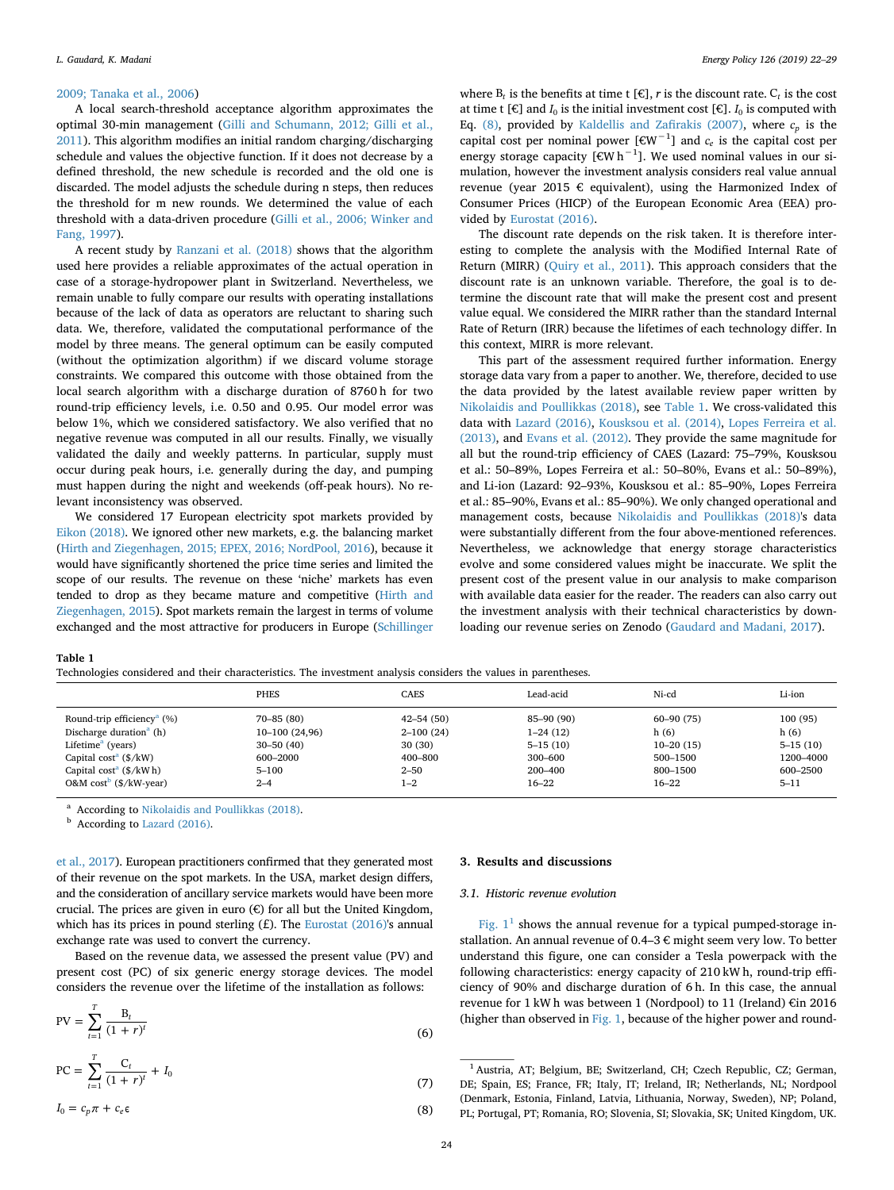2009; Tanaka et al., 2006)

A local search-threshold acceptance algorithm approximates the optimal 30-min management (Gilli and Schumann, 2012; Gilli et al., 2011). This algorithm modifies an initial random charging/discharging schedule and values the objective function. If it does not decrease by a defined threshold, the new schedule is recorded and the old one is discarded. The model adjusts the schedule during n steps, then reduces the threshold for m new rounds. We determined the value of each threshold with a data-driven procedure (Gilli et al., 2006; Winker and Fang, 1997).

A recent study by Ranzani et al. (2018) shows that the algorithm used here provides a reliable approximates of the actual operation in case of a storage-hydropower plant in Switzerland. Nevertheless, we remain unable to fully compare our results with operating installations because of the lack of data as operators are reluctant to sharing such data. We, therefore, validated the computational performance of the model by three means. The general optimum can be easily computed (without the optimization algorithm) if we discard volume storage constraints. We compared this outcome with those obtained from the local search algorithm with a discharge duration of 8760 h for two round-trip efficiency levels, i.e. 0.50 and 0.95. Our model error was below 1%, which we considered satisfactory. We also verified that no negative revenue was computed in all our results. Finally, we visually validated the daily and weekly patterns. In particular, supply must occur during peak hours, i.e. generally during the day, and pumping must happen during the night and weekends (off-peak hours). No relevant inconsistency was observed.

We considered 17 European electricity spot markets provided by Eikon (2018). We ignored other new markets, e.g. the balancing market (Hirth and Ziegenhagen, 2015; EPEX, 2016; NordPool, 2016), because it would have significantly shortened the price time series and limited the scope of our results. The revenue on these 'niche' markets has even tended to drop as they became mature and competitive (Hirth and Ziegenhagen, 2015). Spot markets remain the largest in terms of volume exchanged and the most attractive for producers in Europe (Schillinger et al., 2017). European practitioners confirmed that they generated most of their revenue on the spot markets. In the USA, market design differs, and the consideration of ancillary service markets would have been more crucial. The prices are given in euro (€) for all but the United Kingdom, which has its prices in pound sterling (£). The Eurostat (2016)'s annual exchange rate was used to convert the currency.

Based on the revenue data, we assessed the present value (PV) and present cost (PC) of six generic energy storage devices. The model considers the revenue over the lifetime of the installation as follows:

$$\mathrm{PV} = \sum_{t=1}^{T} \frac{\mathrm{B}_t}{(1+r)^t} \tag{6}$$

$$\mathrm{PC} = \sum_{t=1}^{T} \frac{\mathrm{C}_t}{(1+r)^t} + I_0 \tag{7}$$

$$I_0 = c_p \pi + c_e \epsilon \tag{8}$$

where $\mathrm{B}_t$ is the benefits at time t [€], $r$ is the discount rate. $\mathrm{C}_t$ is the cost at time t [€] and $I_0$ is the initial investment cost [€]. $I_0$ is computed with Eq. (8), provided by Kaldellis and Zafirakis (2007), where $c_p$ is the capital cost per nominal power [€W$^{-1}$] and $c_e$ is the capital cost per energy storage capacity [€W h$^{-1}$]. We used nominal values in our simulation, however the investment analysis considers real value annual revenue (year 2015 € equivalent), using the Harmonized Index of Consumer Prices (HICP) of the European Economic Area (EEA) provided by Eurostat (2016).

The discount rate depends on the risk taken. It is therefore interesting to complete the analysis with the Modified Internal Rate of Return (MIRR) (Quiry et al., 2011). This approach considers that the discount rate is an unknown variable. Therefore, the goal is to determine the discount rate that will make the present cost and present value equal. We considered the MIRR rather than the standard Internal Rate of Return (IRR) because the lifetimes of each technology differ. In this context, MIRR is more relevant.

This part of the assessment required further information. Energy storage data vary from a paper to another. We, therefore, decided to use the data provided by the latest available review paper written by Nikolaidis and Poullikkas (2018), see Table 1. We cross-validated this data with Lazard (2016), Kousksou et al. (2014), Lopes Ferreira et al. (2013), and Evans et al. (2012). They provide the same magnitude for all but the round-trip efficiency of CAES (Lazard: 75–79%, Kousksou et al.: 50–89%, Lopes Ferreira et al.: 50–80%, Evans et al.: 50–89%), and Li-ion (Lazard: 92–93%, Kousksou et al.: 85–90%, Lopes Ferreira et al.: 85–90%, Evans et al.: 85–90%). We only changed operational and management costs, because Nikolaidis and Poullikkas (2018)'s data were substantially different from the four above-mentioned references. Nevertheless, we acknowledge that energy storage characteristics evolve and some considered values might be inaccurate. We split the present cost of the present value in our analysis to make comparison with available data easier for the reader. The readers can also carry out the investment analysis with their technical characteristics by downloading our revenue series on Zenodo (Gaudard and Madani, 2017).

**Table 1**
Technologies considered and their characteristics. The investment analysis considers the values in parentheses.

| | PHES | CAES | Lead-acid | Ni-cd | Li-ion |
|---|---|---|---|---|---|
| Round-trip efficiency[a] (%) | 70–85 (80) | 42–54 (50) | 85–90 (90) | 60–90 (75) | 100 (95) |
| Discharge duration[a] (h) | 10–100 (24,96) | 2–100 (24) | 1–24 (12) | h (6) | h (6) |
| Lifetime[a] (years) | 30–50 (40) | 30 (30) | 5–15 (10) | 10–20 (15) | 5–15 (10) |
| Capital cost[a] ($/kW) | 600–2000 | 400–800 | 300–600 | 500–1500 | 1200–4000 |
| Capital cost[a] ($/kW h) | 5–100 | 2–50 | 200–400 | 800–1500 | 600–2500 |
| O&M cost[b] ($/kW-year) | 2–4 | 1–2 | 16–22 | 16–22 | 5–11 |

[a] According to Nikolaidis and Poullikkas (2018).
[b] According to Lazard (2016).

## 3. Results and discussions

### 3.1. Historic revenue evolution

Fig. 1[1] shows the annual revenue for a typical pumped-storage installation. An annual revenue of 0.4–3 € might seem very low. To better understand this figure, one can consider a Tesla powerpack with the following characteristics: energy capacity of 210 kW h, round-trip efficiency of 90% and discharge duration of 6 h. In this case, the annual revenue for 1 kW h was between 1 (Nordpool) to 11 (Ireland) €in 2016 (higher than observed in Fig. 1, because of the higher power and round-

[1] Austria, AT; Belgium, BE; Switzerland, CH; Czech Republic, CZ; German, DE; Spain, ES; France, FR; Italy, IT; Ireland, IR; Netherlands, NL; Nordpool (Denmark, Estonia, Finland, Latvia, Lithuania, Norway, Sweden), NP; Poland, PL; Portugal, PT; Romania, RO; Slovenia, SI; Slovakia, SK; United Kingdom, UK.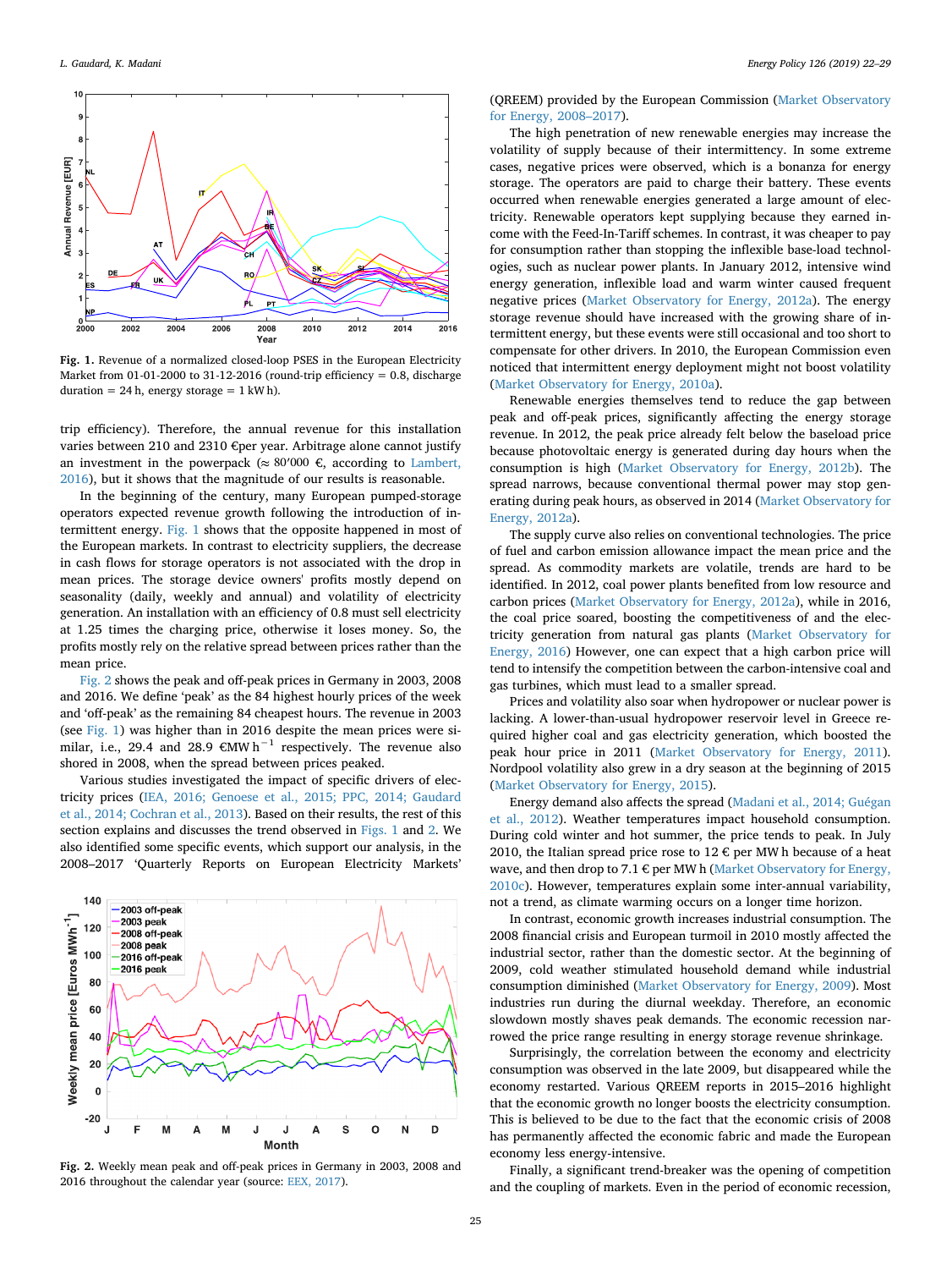**Fig. 1.** Revenue of a normalized closed-loop PSES in the European Electricity Market from 01-01-2000 to 31-12-2016 (round-trip efficiency = 0.8, discharge duration = 24 h, energy storage = 1 kW h).

trip efficiency). Therefore, the annual revenue for this installation varies between 210 and 2310 €per year. Arbitrage alone cannot justify an investment in the powerpack (≈ 80′000 €, according to Lambert, 2016), but it shows that the magnitude of our results is reasonable.

In the beginning of the century, many European pumped-storage operators expected revenue growth following the introduction of intermittent energy. Fig. 1 shows that the opposite happened in most of the European markets. In contrast to electricity suppliers, the decrease in cash flows for storage operators is not associated with the drop in mean prices. The storage device owners' profits mostly depend on seasonality (daily, weekly and annual) and volatility of electricity generation. An installation with an efficiency of 0.8 must sell electricity at 1.25 times the charging price, otherwise it loses money. So, the profits mostly rely on the relative spread between prices rather than the mean price.

Fig. 2 shows the peak and off-peak prices in Germany in 2003, 2008 and 2016. We define 'peak' as the 84 highest hourly prices of the week and 'off-peak' as the remaining 84 cheapest hours. The revenue in 2003 (see Fig. 1) was higher than in 2016 despite the mean prices were similar, i.e., 29.4 and 28.9 €MW $h^{-1}$ respectively. The revenue also shored in 2008, when the spread between prices peaked.

Various studies investigated the impact of specific drivers of electricity prices (IEA, 2016; Genoese et al., 2015; PPC, 2014; Gaudard et al., 2014; Cochran et al., 2013). Based on their results, the rest of this section explains and discusses the trend observed in Figs. 1 and 2. We also identified some specific events, which support our analysis, in the 2008–2017 'Quarterly Reports on European Electricity Markets'

**Fig. 2.** Weekly mean peak and off-peak prices in Germany in 2003, 2008 and 2016 throughout the calendar year (source: EEX, 2017).

(QREEM) provided by the European Commission (Market Observatory for Energy, 2008–2017).

The high penetration of new renewable energies may increase the volatility of supply because of their intermittency. In some extreme cases, negative prices were observed, which is a bonanza for energy storage. The operators are paid to charge their battery. These events occurred when renewable energies generated a large amount of electricity. Renewable operators kept supplying because they earned income with the Feed-In-Tariff schemes. In contrast, it was cheaper to pay for consumption rather than stopping the inflexible base-load technologies, such as nuclear power plants. In January 2012, intensive wind energy generation, inflexible load and warm winter caused frequent negative prices (Market Observatory for Energy, 2012a). The energy storage revenue should have increased with the growing share of intermittent energy, but these events were still occasional and too short to compensate for other drivers. In 2010, the European Commission even noticed that intermittent energy deployment might not boost volatility (Market Observatory for Energy, 2010a).

Renewable energies themselves tend to reduce the gap between peak and off-peak prices, significantly affecting the energy storage revenue. In 2012, the peak price already felt below the baseload price because photovoltaic energy is generated during day hours when the consumption is high (Market Observatory for Energy, 2012b). The spread narrows, because conventional thermal power may stop generating during peak hours, as observed in 2014 (Market Observatory for Energy, 2012a).

The supply curve also relies on conventional technologies. The price of fuel and carbon emission allowance impact the mean price and the spread. As commodity markets are volatile, trends are hard to be identified. In 2012, coal power plants benefited from low resource and carbon prices (Market Observatory for Energy, 2012a), while in 2016, the coal price soared, boosting the competitiveness of and the electricity generation from natural gas plants (Market Observatory for Energy, 2016) However, one can expect that a high carbon price will tend to intensify the competition between the carbon-intensive coal and gas turbines, which must lead to a smaller spread.

Prices and volatility also soar when hydropower or nuclear power is lacking. A lower-than-usual hydropower reservoir level in Greece required higher coal and gas electricity generation, which boosted the peak hour price in 2011 (Market Observatory for Energy, 2011). Nordpool volatility also grew in a dry season at the beginning of 2015 (Market Observatory for Energy, 2015).

Energy demand also affects the spread (Madani et al., 2014; Guégan et al., 2012). Weather temperatures impact household consumption. During cold winter and hot summer, the price tends to peak. In July 2010, the Italian spread price rose to 12 € per MW h because of a heat wave, and then drop to 7.1 € per MW h (Market Observatory for Energy, 2010c). However, temperatures explain some inter-annual variability, not a trend, as climate warming occurs on a longer time horizon.

In contrast, economic growth increases industrial consumption. The 2008 financial crisis and European turmoil in 2010 mostly affected the industrial sector, rather than the domestic sector. At the beginning of 2009, cold weather stimulated household demand while industrial consumption diminished (Market Observatory for Energy, 2009). Most industries run during the diurnal weekday. Therefore, an economic slowdown mostly shaves peak demands. The economic recession narrowed the price range resulting in energy storage revenue shrinkage.

Surprisingly, the correlation between the economy and electricity consumption was observed in the late 2009, but disappeared while the economy restarted. Various QREEM reports in 2015–2016 highlight that the economic growth no longer boosts the electricity consumption. This is believed to be due to the fact that the economic crisis of 2008 has permanently affected the economic fabric and made the European economy less energy-intensive.

Finally, a significant trend-breaker was the opening of competition and the coupling of markets. Even in the period of economic recession,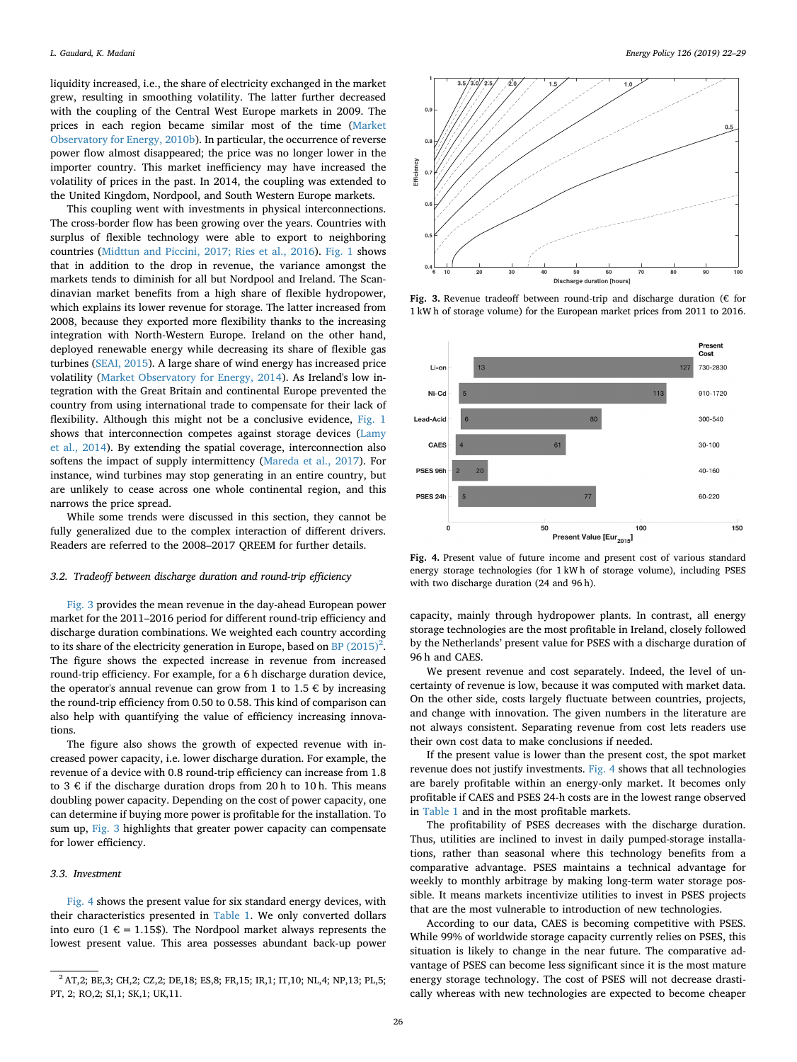liquidity increased, i.e., the share of electricity exchanged in the market grew, resulting in smoothing volatility. The latter further decreased with the coupling of the Central West Europe markets in 2009. The prices in each region became similar most of the time (Market Observatory for Energy, 2010b). In particular, the occurrence of reverse power flow almost disappeared; the price was no longer lower in the importer country. This market inefficiency may have increased the volatility of prices in the past. In 2014, the coupling was extended to the United Kingdom, Nordpool, and South Western Europe markets.

This coupling went with investments in physical interconnections. The cross-border flow has been growing over the years. Countries with surplus of flexible technology were able to export to neighboring countries (Midttun and Piccini, 2017; Ries et al., 2016). Fig. 1 shows that in addition to the drop in revenue, the variance amongst the markets tends to diminish for all but Nordpool and Ireland. The Scandinavian market benefits from a high share of flexible hydropower, which explains its lower revenue for storage. The latter increased from 2008, because they exported more flexibility thanks to the increasing integration with North-Western Europe. Ireland on the other hand, deployed renewable energy while decreasing its share of flexible gas turbines (SEAI, 2015). A large share of wind energy has increased price volatility (Market Observatory for Energy, 2014). As Ireland's low integration with the Great Britain and continental Europe prevented the country from using international trade to compensate for their lack of flexibility. Although this might not be a conclusive evidence, Fig. 1 shows that interconnection competes against storage devices (Lamy et al., 2014). By extending the spatial coverage, interconnection also softens the impact of supply intermittency (Mareda et al., 2017). For instance, wind turbines may stop generating in an entire country, but are unlikely to cease across one whole continental region, and this narrows the price spread.

While some trends were discussed in this section, they cannot be fully generalized due to the complex interaction of different drivers. Readers are referred to the 2008–2017 QREEM for further details.

### 3.2. Tradeoff between discharge duration and round-trip efficiency

Fig. 3 provides the mean revenue in the day-ahead European power market for the 2011–2016 period for different round-trip efficiency and discharge duration combinations. We weighted each country according to its share of the electricity generation in Europe, based on BP (2015)[2]. The figure shows the expected increase in revenue from increased round-trip efficiency. For example, for a 6 h discharge duration device, the operator's annual revenue can grow from 1 to 1.5 € by increasing the round-trip efficiency from 0.50 to 0.58. This kind of comparison can also help with quantifying the value of efficiency increasing innovations.

The figure also shows the growth of expected revenue with increased power capacity, i.e. lower discharge duration. For example, the revenue of a device with 0.8 round-trip efficiency can increase from 1.8 to 3 € if the discharge duration drops from 20 h to 10 h. This means doubling power capacity. Depending on the cost of power capacity, one can determine if buying more power is profitable for the installation. To sum up, Fig. 3 highlights that greater power capacity can compensate for lower efficiency.

### 3.3. Investment

Fig. 4 shows the present value for six standard energy devices, with their characteristics presented in Table 1. We only converted dollars into euro (1 € = 1.15$). The Nordpool market always represents the lowest present value. This area possesses abundant back-up power capacity, mainly through hydropower plants. In contrast, all energy storage technologies are the most profitable in Ireland, closely followed by the Netherlands' present value for PSES with a discharge duration of 96 h and CAES.

Fig. 3. Revenue tradeoff between round-trip and discharge duration (€ for 1 kW h of storage volume) for the European market prices from 2011 to 2016.

Fig. 4. Present value of future income and present cost of various standard energy storage technologies (for 1 kW h of storage volume), including PSES with two discharge duration (24 and 96 h).

We present revenue and cost separately. Indeed, the level of uncertainty of revenue is low, because it was computed with market data. On the other side, costs largely fluctuate between countries, projects, and change with innovation. The given numbers in the literature are not always consistent. Separating revenue from cost lets readers use their own cost data to make conclusions if needed.

If the present value is lower than the present cost, the spot market revenue does not justify investments. Fig. 4 shows that all technologies are barely profitable within an energy-only market. It becomes only profitable if CAES and PSES 24-h costs are in the lowest range observed in Table 1 and in the most profitable markets.

The profitability of PSES decreases with the discharge duration. Thus, utilities are inclined to invest in daily pumped-storage installations, rather than seasonal where this technology benefits from a comparative advantage. PSES maintains a technical advantage for weekly to monthly arbitrage by making long-term water storage possible. It means markets incentivize utilities to invest in PSES projects that are the most vulnerable to introduction of new technologies.

According to our data, CAES is becoming competitive with PSES. While 99% of worldwide storage capacity currently relies on PSES, this situation is likely to change in the near future. The comparative advantage of PSES can become less significant since it is the most mature energy storage technology. The cost of PSES will not decrease drastically whereas with new technologies are expected to become cheaper

---

[2] AT,2; BE,3; CH,2; CZ,2; DE,18; ES,8; FR,15; IR,1; IT,10; NL,4; NP,13; PL,5; PT, 2; RO,2; SI,1; SK,1; UK,11.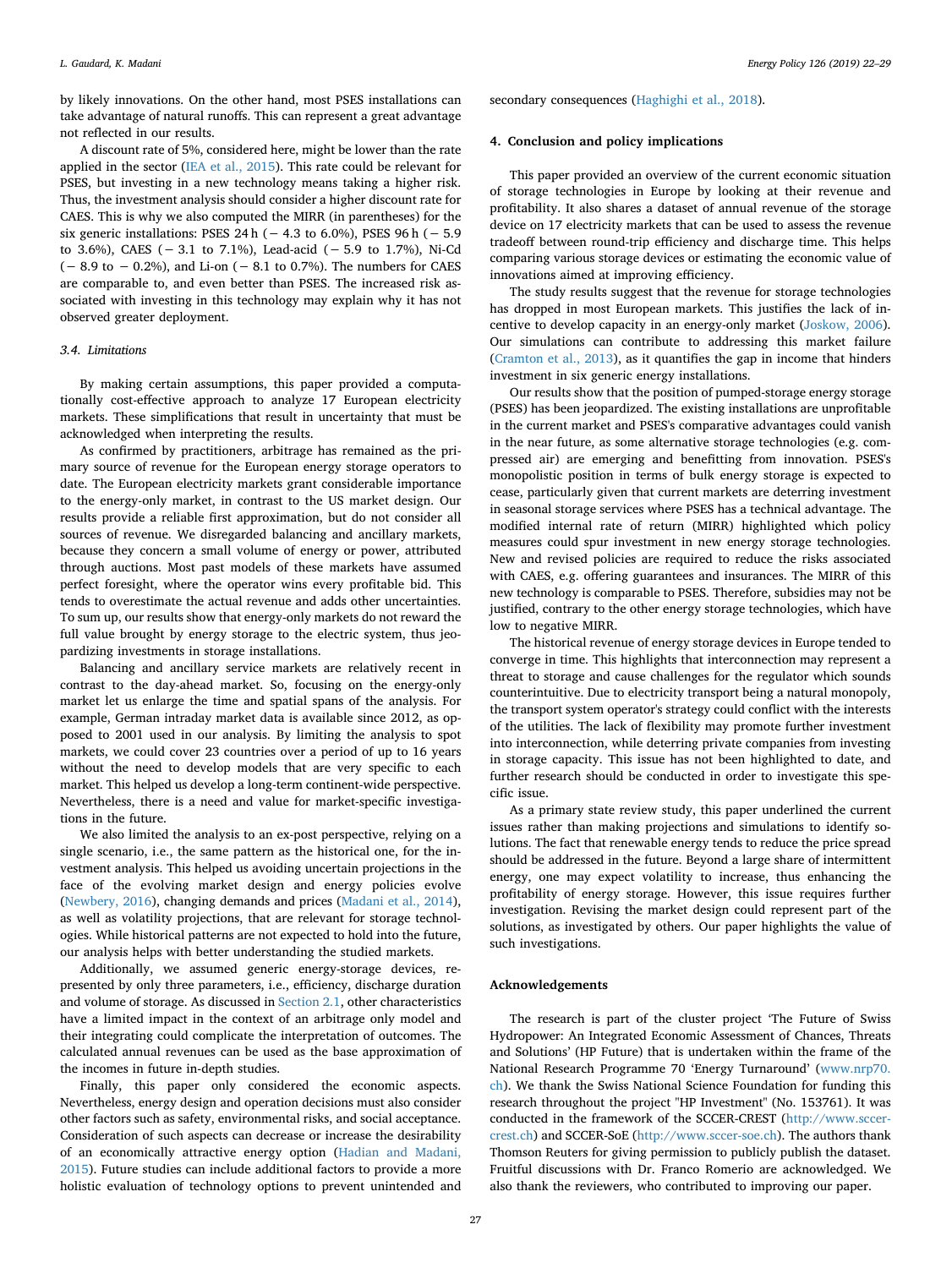by likely innovations. On the other hand, most PSES installations can take advantage of natural runoffs. This can represent a great advantage not reflected in our results.

A discount rate of 5%, considered here, might be lower than the rate applied in the sector (IEA et al., 2015). This rate could be relevant for PSES, but investing in a new technology means taking a higher risk. Thus, the investment analysis should consider a higher discount rate for CAES. This is why we also computed the MIRR (in parentheses) for the six generic installations: PSES 24 h (− 4.3 to 6.0%), PSES 96 h (− 5.9 to 3.6%), CAES (− 3.1 to 7.1%), Lead-acid (− 5.9 to 1.7%), Ni-Cd (− 8.9 to − 0.2%), and Li-on (− 8.1 to 0.7%). The numbers for CAES are comparable to, and even better than PSES. The increased risk associated with investing in this technology may explain why it has not observed greater deployment.

### 3.4. Limitations

By making certain assumptions, this paper provided a computationally cost-effective approach to analyze 17 European electricity markets. These simplifications that result in uncertainty that must be acknowledged when interpreting the results.

As confirmed by practitioners, arbitrage has remained as the primary source of revenue for the European energy storage operators to date. The European electricity markets grant considerable importance to the energy-only market, in contrast to the US market design. Our results provide a reliable first approximation, but do not consider all sources of revenue. We disregarded balancing and ancillary markets, because they concern a small volume of energy or power, attributed through auctions. Most past models of these markets have assumed perfect foresight, where the operator wins every profitable bid. This tends to overestimate the actual revenue and adds other uncertainties. To sum up, our results show that energy-only markets do not reward the full value brought by energy storage to the electric system, thus jeopardizing investments in storage installations.

Balancing and ancillary service markets are relatively recent in contrast to the day-ahead market. So, focusing on the energy-only market let us enlarge the time and spatial spans of the analysis. For example, German intraday market data is available since 2012, as opposed to 2001 used in our analysis. By limiting the analysis to spot markets, we could cover 23 countries over a period of up to 16 years without the need to develop models that are very specific to each market. This helped us develop a long-term continent-wide perspective. Nevertheless, there is a need and value for market-specific investigations in the future.

We also limited the analysis to an ex-post perspective, relying on a single scenario, i.e., the same pattern as the historical one, for the investment analysis. This helped us avoiding uncertain projections in the face of the evolving market design and energy policies evolve (Newbery, 2016), changing demands and prices (Madani et al., 2014), as well as volatility projections, that are relevant for storage technologies. While historical patterns are not expected to hold into the future, our analysis helps with better understanding the studied markets.

Additionally, we assumed generic energy-storage devices, represented by only three parameters, i.e., efficiency, discharge duration and volume of storage. As discussed in Section 2.1, other characteristics have a limited impact in the context of an arbitrage only model and their integrating could complicate the interpretation of outcomes. The calculated annual revenues can be used as the base approximation of the incomes in future in-depth studies.

Finally, this paper only considered the economic aspects. Nevertheless, energy design and operation decisions must also consider other factors such as safety, environmental risks, and social acceptance. Consideration of such aspects can decrease or increase the desirability of an economically attractive energy option (Hadian and Madani, 2015). Future studies can include additional factors to provide a more holistic evaluation of technology options to prevent unintended and secondary consequences (Haghighi et al., 2018).

## 4. Conclusion and policy implications

This paper provided an overview of the current economic situation of storage technologies in Europe by looking at their revenue and profitability. It also shares a dataset of annual revenue of the storage device on 17 electricity markets that can be used to assess the revenue tradeoff between round-trip efficiency and discharge time. This helps comparing various storage devices or estimating the economic value of innovations aimed at improving efficiency.

The study results suggest that the revenue for storage technologies has dropped in most European markets. This justifies the lack of incentive to develop capacity in an energy-only market (Joskow, 2006). Our simulations can contribute to addressing this market failure (Cramton et al., 2013), as it quantifies the gap in income that hinders investment in six generic energy installations.

Our results show that the position of pumped-storage energy storage (PSES) has been jeopardized. The existing installations are unprofitable in the current market and PSES's comparative advantages could vanish in the near future, as some alternative storage technologies (e.g. compressed air) are emerging and benefitting from innovation. PSES's monopolistic position in terms of bulk energy storage is expected to cease, particularly given that current markets are deterring investment in seasonal storage services where PSES has a technical advantage. The modified internal rate of return (MIRR) highlighted which policy measures could spur investment in new energy storage technologies. New and revised policies are required to reduce the risks associated with CAES, e.g. offering guarantees and insurances. The MIRR of this new technology is comparable to PSES. Therefore, subsidies may not be justified, contrary to the other energy storage technologies, which have low to negative MIRR.

The historical revenue of energy storage devices in Europe tended to converge in time. This highlights that interconnection may represent a threat to storage and cause challenges for the regulator which sounds counterintuitive. Due to electricity transport being a natural monopoly, the transport system operator's strategy could conflict with the interests of the utilities. The lack of flexibility may promote further investment into interconnection, while deterring private companies from investing in storage capacity. This issue has not been highlighted to date, and further research should be conducted in order to investigate this specific issue.

As a primary state review study, this paper underlined the current issues rather than making projections and simulations to identify solutions. The fact that renewable energy tends to reduce the price spread should be addressed in the future. Beyond a large share of intermittent energy, one may expect volatility to increase, thus enhancing the profitability of energy storage. However, this issue requires further investigation. Revising the market design could represent part of the solutions, as investigated by others. Our paper highlights the value of such investigations.

## Acknowledgements

The research is part of the cluster project 'The Future of Swiss Hydropower: An Integrated Economic Assessment of Chances, Threats and Solutions' (HP Future) that is undertaken within the frame of the National Research Programme 70 'Energy Turnaround' (www.nrp70.ch). We thank the Swiss National Science Foundation for funding this research throughout the project "HP Investment" (No. 153761). It was conducted in the framework of the SCCER-CREST (http://www.sccer-crest.ch) and SCCER-SoE (http://www.sccer-soe.ch). The authors thank Thomson Reuters for giving permission to publicly publish the dataset. Fruitful discussions with Dr. Franco Romerio are acknowledged. We also thank the reviewers, who contributed to improving our paper.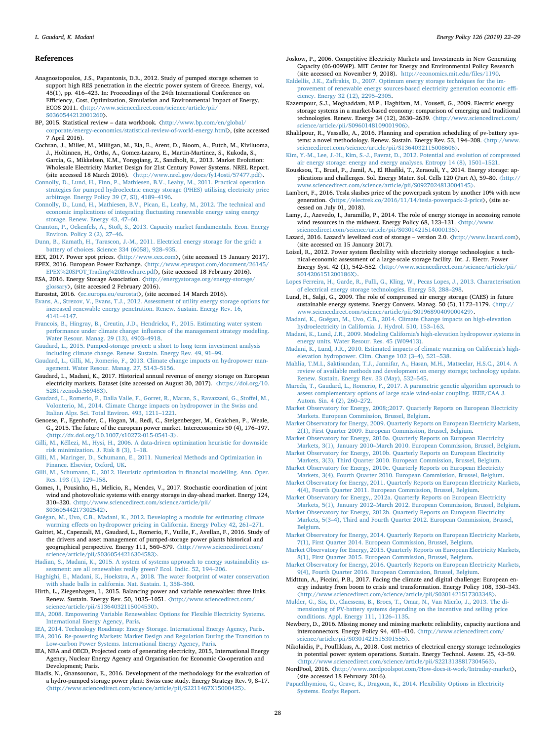## References

Anagnostopoulos, J.S., Papantonis, D.E., 2012. Study of pumped storage schemes to support high RES penetration in the electric power system of Greece. Energy, vol. 45(1), pp. 416–423. In: Proceedings of the 24th International Conference on Efficiency, Cost, Optimization, Simulation and Environmental Impact of Energy, ECOS 2011. ⟨http://www.sciencedirect.com/science/article/pii/S0360544212001260⟩.

BP, 2015. Statistical review – data workbook. ⟨http://www.bp.com/en/global/corporate/energy-economics/statistical-review-of-world-energy.html⟩, (site accessed 7 April 2016).

Cochran, J., Miller, M., Milligan, M., Ela, E., Arent, D., Bloom, A., Futch, M., Kiviluoma, J., Holtinnen, H., Orths, A., Gomez-Lazaro, E., Martin-Martinez, S., Kukoda, S., Garcia, G., Mikkelsen, K.M., Yongqiang, Z., Sandholt, K., 2013. Market Evolution: Wholesale Electricity Market Design for 21st Century Power Systems. NREL Report. (site accessed 18 March 2016). ⟨http://www.nrel.gov/docs/fy14osti/57477.pdf⟩.

Connolly, D., Lund, H., Finn, P., Mathiesen, B.V., Leahy, M., 2011. Practical operation strategies for pumped hydroelectric energy storage (PHES) utilising electricity price arbitrage. Energy Policy 39 (7, SI), 4189–4196.

Connolly, D., Lund, H., Mathiesen, B.V., Pican, E., Leahy, M., 2012. The technical and economic implications of integrating fluctuating renewable energy using energy storage. Renew. Energy 43, 47–60.

Cramton, P., Ockenfels, A., Stoft, S., 2013. Capacity market fundamentals. Econ. Energy Environ. Policy 2 (2), 27–46.

Dunn, B., Kamath, H., Tarascon, J.-M., 2011. Electrical energy storage for the grid: a battery of choices. Science 334 (6058), 928–935.

EEX, 2017. Power spot prices. ⟨http://www.eex.com⟩, (site accessed 15 January 2017).

EPEX, 2016. European Power Exchange. ⟨http://www.epexspot.com/document/26145/EPEX%20SPOT_Trading%20Brochure.pdf⟩, (site accessed 18 February 2016).

ESA, 2016. Energy Storage Association. ⟨http://energystorage.org/energy-storage/glossary⟩, (site accessed 2 February 2016).

Eurostat, 2016. ⟨ec.europa.eu/eurostat⟩, (site accessed 14 March 2016).

Evans, A., Strezov, V., Evans, T.J., 2012. Assessment of utility energy storage options for increased renewable energy penetration. Renew. Sustain. Energy Rev. 16, 4141–4147.

Francois, B., Hingray, B., Creutin, J.D., Hendrickx, F., 2015. Estimating water system performance under climate change: influence of the management strategy modeling. Water Resour. Manag. 29 (13), 4903–4918.

Gaudard, L., 2015. Pumped-storage project: a short to long term investment analysis including climate change. Renew. Sustain. Energy Rev. 49, 91–99.

Gaudard, L., Gilli, M., Romerio, F., 2013. Climate change impacts on hydropower management. Water Resour. Manag. 27, 5143–5156.

Gaudard, L., Madani, K., 2017. Historical annual revenue of energy storage on European electricity markets. Dataset (site accessed on August 30, 2017). ⟨https://doi.org/10.5281/zenodo.569483⟩.

Gaudard, L., Romerio, F., Dalla Valle, F., Gorret, R., Maran, S., Ravazzani, G., Stoffel, M., Volonterio, M., 2014. Climate Change impacts on hydropower in the Swiss and Italian Alps. Sci. Total Environ. 493, 1211–1221.

Genoese, F., Egenhofer, C., Hogan, M., Redl, C., Steigenberger, M., Graichen, P., Weale, G., 2015. The future of the european power market. Intereconomics 50 (4), 176–197. ⟨http://dx.doi.org/10.1007/s10272-015-0541-3⟩.

Gilli, M., Këllezi, M., Hysi, H., 2006. A data-driven optimization heuristic for downside risk minimization. J. Risk 8 (3), 1–18.

Gilli, M., Maringer, D., Schumann, E., 2011. Numerical Methods and Optimization in Finance. Elsevier, Oxford, UK.

Gilli, M., Schumann, E., 2012. Heuristic optimisation in financial modelling. Ann. Oper. Res. 193 (1), 129–158.

Gomes, I., Pousinho, H., Melicio, R., Mendes, V., 2017. Stochastic coordination of joint wind and photovoltaic systems with energy storage in day-ahead market. Energy 124, 310–320. ⟨http://www.sciencedirect.com/science/article/pii/S0360544217302542⟩.

Guégan, M., Uvo, C.B., Madani, K., 2012. Developing a module for estimating climate warming effects on hydropower pricing in California. Energy Policy 42, 261–271.

Guittet, M., Capezzali, M., Gaudard, L., Romerio, F., Vuille, F., Avellan, F., 2016. Study of the drivers and asset management of pumped-storage power plants historical and geographical perspective. Energy 111, 560–579. ⟨http://www.sciencedirect.com/science/article/pii/S0360544216304583⟩.

Hadian, S., Madani, K., 2015. A system of systems approach to energy sustainability assessment: are all renewables really green? Ecol. Indic. 52, 194–206.

Haghighi, E., Madani, K., Hoekstra, A., 2018. The water footprint of water conservation with shade balls in california. Nat. Sustain. 1, 358–360.

Hirth, L., Ziegenhagen, I., 2015. Balancing power and variable renewables: three links. Renew. Sustain. Energy Rev. 50, 1035–1051. ⟨http://www.sciencedirect.com/science/article/pii/S1364032115004530⟩.

IEA, 2008. Empowering Variable Renewables: Options for Flexible Electricity Systems. International Energy Agency, Paris.

IEA, 2014. Technology Roadmap: Energy Storage. International Energy Agency, Paris.

IEA, 2016. Re-powering Markets: Market Design and Regulation During the Transition to Low-carbon Power Systems. International Energy Agency, Paris.

IEA, NEA and OECD, Projected costs of generating electricity, 2015, International Energy Agency, Nuclear Energy Agency and Organisation for Economic Co-operation and Development; Paris.

Iliadis, N., Gnansounou, E., 2016. Development of the methodology for the evaluation of a hydro-pumped storage power plant: Swiss case study. Energy Strategy Rev. 9, 8–17. ⟨http://www.sciencedirect.com/science/article/pii/S2211467X15000425⟩.

Joskow, P., 2006. Competitive Electricity Markets and Investments in New Generating Capacity (06-009WP). MIT Center for Energy and Environmental Policy Research (site accessed on November 9, 2018). http://economics.mit.edu/files/1190.

Kaldellis, J.K., Zafirakis, D., 2007. Optimum energy storage techniques for the improvement of renewable energy sources-based electricity generation economic efficiency. Energy 32 (12), 2295–2305.

Kazempour, S.J., Moghaddam, M.P., Haghifam, M., Yousefi, G., 2009. Electric energy storage systems in a market-based economy: comparison of emerging and traditional technologies. Renew. Energy 34 (12), 2630–2639. ⟨http://www.sciencedirect.com/science/article/pii/S0960148109001906⟩.

Khalilpour, R., Vassallo, A., 2016. Planning and operation scheduling of pv-battery systems: a novel methodology. Renew. Sustain. Energy Rev. 53, 194–208. ⟨http://www.sciencedirect.com/science/article/pii/S1364032115008606⟩.

Kim, Y.-M., Lee, J.-H., Kim, S.-J., Favrat, D., 2012. Potential and evolution of compressed air energy storage: energy and exergy analyses. Entropy 14 (8), 1501–1521.

Kousksou, T., Bruel, P., Jamil, A., El Rhafiki, T., Zeraouli, Y., 2014. Energy storage: applications and challenges. Sol. Energy Mater. Sol. Cells 120 (Part A), 59–80. ⟨http://www.sciencedirect.com/science/article/pii/S0927024813004145⟩.

Lambert, F., 2016. Tesla slashes price of the powerpack system by another 10% with new generation. ⟨https://electrek.co/2016/11/14/tesla-powerpack-2-price⟩, (site accessed on July 01, 2018).

Lamy, J., Azevedo, I., Jaramillo, P., 2014. The role of energy storage in accessing remote wind resources in the midwest. Energy Policy 68, 123–131. ⟨http://www.sciencedirect.com/science/article/pii/S0301421514000135⟩.

Lazard, 2016. Lazard's levelized cost of storage – version 2.0. ⟨http://www.lazard.com⟩, (site accessed on 15 January 2017).

Loisel, R., 2012. Power system flexibility with electricity storage technologies: a technical-economic assessment of a large-scale storage facility. Int. J. Electr. Power Energy Syst. 42 (1), 542–552. ⟨http://www.sciencedirect.com/science/article/pii/S014206151200186X⟩.

Lopes Ferreira, H., Garde, R., Fulli, G., Kling, W., Pecas Lopes, J., 2013. Characterisation of electrical energy storage technologies. Energy 53, 288–298.

Lund, H., Salgi, G., 2009. The role of compressed air energy storage (CAES) in future sustainable energy systems. Energy Convers. Manag. 50 (5), 1172–1179. ⟨http://www.sciencedirect.com/science/article/pii/S0196890409000429⟩.

Madani, K., Guégan, M., Uvo, C.B., 2014. Climate Change impacts on high-elevation hydroelectricity in California. J. Hydrol. 510, 153–163.

Madani, K., Lund, J.R., 2009. Modeling California's high-elevation hydropower systems in energy units. Water Resour. Res. 45 (W09413).

Madani, K., Lund, J.R., 2010. Estimated impacts of climate warming on California's high-elevation hydropower. Clim. Change 102 (3–4), 521–538.

Mahlia, T.M.I., Saktisandan, T.J., Jannifar, A., Hasan, M.H., Matseelar, H.S.C., 2014. A review of available methods and development on energy storage; technology update. Renew. Sustain. Energy Rev. 33 (May), 532–545.

Mareda, T., Gaudard, L., Romerio, F., 2017. A parametric genetic algorithm approach to assess complementary options of large scale wind-solar coupling. IEEE/CAA J. Autom. Sin. 4 (2), 260–272.

Market Observatory for Energy, 2008;;2017. Quarterly Reports on European Electricity Markets. European Commission, Brussel, Belgium.

Market Observatory for Energy, 2009. Quarterly Reports on European Electricity Markets, 2(1), First Quarter 2009. European Commission, Brussel, Belgium.

Market Observatory for Energy, 2010a. Quarterly Reports on European Electricity Markets, 3(1), January 2010–March 2010. European Commission, Brussel, Belgium.

Market Observatory for Energy, 2010b. Quarterly Reports on European Electricity Markets, 3(3), Third Quarter 2010. European Commission, Brussel, Belgium.

Market Observatory for Energy, 2010c. Quarterly Reports on European Electricity Markets, 3(4), Fourth Quarter 2010. European Commission, Brussel, Belgium.

Market Observatory for Energy, 2011. Quarterly Reports on European Electricity Markets, 4(4), Fourth Quarter 2011. European Commission, Brussel, Belgium.

Market Observatory for Energy,, 2012a. Quarterly Reports on European Electricity Markets, 5(1), January 2012–March 2012. European Commission, Brussel, Belgium.

Market Observatory for Energy, 2012b. Quarterly Reports on European Electricity Markets, 5(3–4), Third and Fourth Quarter 2012. European Commission, Brussel, Belgium.

Market Observatory for Energy, 2014. Quarterly Reports on European Electricity Markets, 7(1), First Quarter 2014. European Commission, Brussel, Belgium.

Market Observatory for Energy, 2015. Quarterly Reports on European Electricity Markets, 8(1), First Quarter 2015. European Commission, Brussel, Belgium.

Market Observatory for Energy, 2016. Quarterly Reports on European Electricity Markets, 9(4), Fourth Quarter 2016. European Commission, Brussel, Belgium.

Midttun, A., Piccini, P.B., 2017. Facing the climate and digital challenge: European energy industry from boom to crisis and transformation. Energy Policy 108, 330–343. ⟨http://www.sciencedirect.com/science/article/pii/S0301421517303348⟩.

Mulder, G., Six, D., Claessens, B., Broes, T., Omar, N., Van Mierlo, J., 2013. The dimensioning of PV-battery systems depending on the incentive and selling price conditions. Appl. Energy 111, 1126–1135.

Newbery, D., 2016. Missing money and missing markets: reliability, capacity auctions and interconnectors. Energy Policy 94, 401–410. ⟨http://www.sciencedirect.com/science/article/pii/S0301421515301555⟩.

Nikolaidis, P., Poullikkas, A., 2018. Cost metrics of electrical energy storage technologies in potential power system operations. Sustain. Energy Technol. Assess. 25, 43–59. ⟨http://www.sciencedirect.com/science/article/pii/S2213138817304563⟩.

NordPool, 2016. ⟨http://www.nordpoolspot.com/How-does-it-work/Intraday-market⟩, (site accessed 18 February 2016).

Papaefthymiou, G., Grave, K., Dragoon, K., 2014. Flexibility Options in Electricity Systems. Ecofys Report.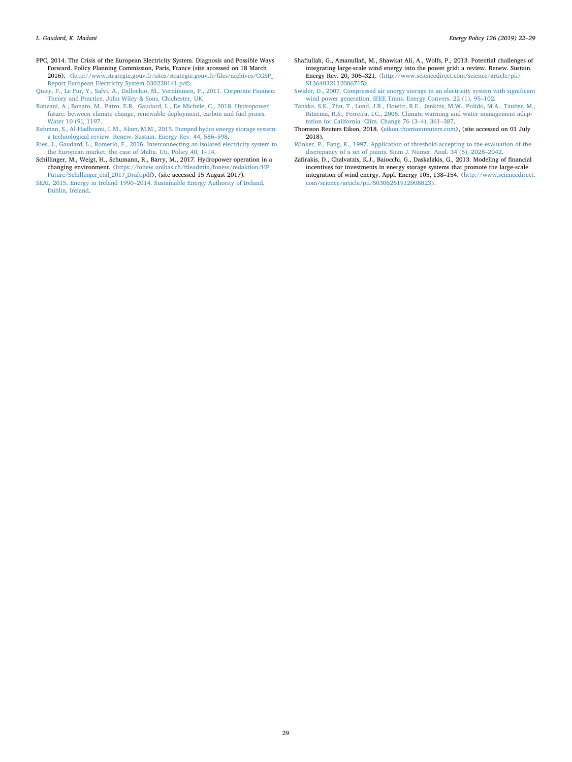PPC, 2014. The Crisis of the European Electricity System. Diagnosis and Possible Ways Forward. Policy Planning Commission, Paris, France (site accessed on 18 March 2016). ⟨http://www.strategie.gouv.fr/sites/strategie.gouv.fr/files/archives/CGSP_Report_European_Electricity_System_030220141.pdf⟩.

Quiry, P., Le Fur, Y., Salvi, A., Dallochio, M., Vernimmen, P., 2011. Corporate Finance: Theory and Practice. John Wiley & Sons, Chichester, UK.

Ranzani, A., Bonato, M., Patro, E.R., Gaudard, L., De Michele, C., 2018. Hydropower future: between climate change, renewable deployment, carbon and fuel prices. Water 10 (9), 1197.

Rehman, S., Al-Hadhrami, L.M., Alam, M.M., 2015. Pumped hydro energy storage system: a technological review. Renew. Sustain. Energy Rev. 44, 586–598.

Ries, J., Gaudard, L., Romerio, F., 2016. Interconnecting an isolated electricity system to the European market: the case of Malta. Uti. Policy 40, 1–14.

Schillinger, M., Weigt, H., Schumann, R., Barry, M., 2017. Hydropower operation in a changing environment. ⟨https://fonew.unibas.ch/fileadmin/fonew/redaktion/HP_Future/Schillinger_etal_2017_Draft.pdf⟩, (site accessed 15 August 2017).

SEAI, 2015. Energy in Ireland 1990–2014. Sustainable Energy Authority of Ireland, Dublin, Ireland.

Shafiullah, G., Amanullah, M., Shawkat Ali, A., Wolfs, P., 2013. Potential challenges of integrating large-scale wind energy into the power grid: a review. Renew. Sustain. Energy Rev. 20, 306–321. ⟨http://www.sciencedirect.com/science/article/pii/S1364032112006715⟩.

Swider, D., 2007. Compressed air energy storage in an electricity system with significant wind power generation. IEEE Trans. Energy Convers. 22 (1), 95–102.

Tanaka, S.K., Zhu, T., Lund, J.R., Howitt, R.E., Jenkins, M.W., Pulido, M.A., Tauber, M., Ritzema, R.S., Ferreira, I.C., 2006. Climate warming and water management adaptation for California. Clim. Change 76 (3–4), 361–387.

Thomson Reuters Eikon, 2018. ⟨eikon.thomsonreuters.com⟩, (site accessed on 01 July 2018).

Winker, P., Fang, K., 1997. Application of threshold-accepting to the evaluation of the discrepancy of a set of points. Siam J. Numer. Anal. 34 (5), 2028–2042.

Zafirakis, D., Chalvatzis, K.J., Baiocchi, G., Daskalakis, G., 2013. Modeling of financial incentives for investments in energy storage systems that promote the large-scale integration of wind energy. Appl. Energy 105, 138–154. ⟨http://www.sciencedirect.com/science/article/pii/S0306261912008823⟩.